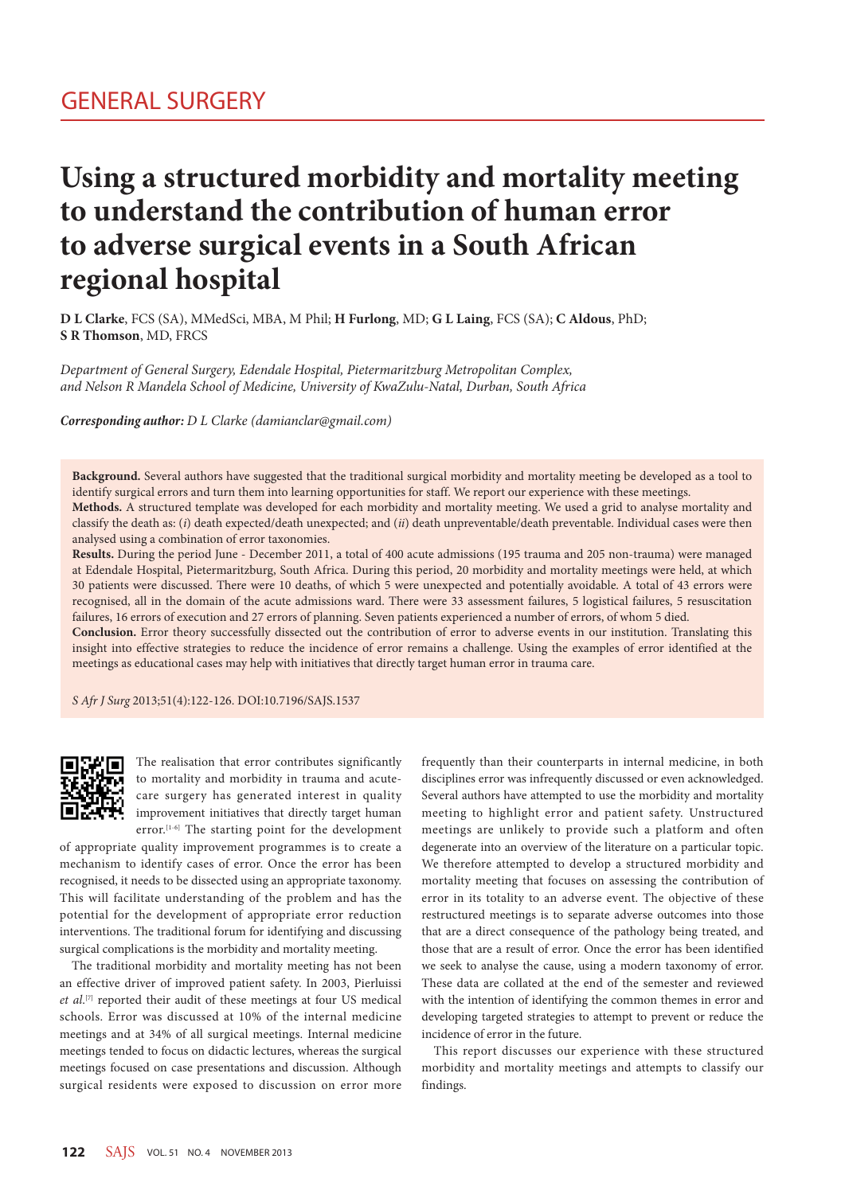GENERAL SURGERY

# Using a structured morbidity and mortality meeting to understand the contribution of human error to adverse surgical events in a South African regional hospital

**D L Clarke**, FCS (SA), MMedSci, MBA, M Phil; **H Furlong**, MD; **G L Laing**, FCS (SA); **C Aldous**, PhD; **S R Thomson**, MD, FRCS

*Department of General Surgery, Edendale Hospital, Pietermaritzburg Metropolitan Complex, and Nelson R Mandela School of Medicine, University of KwaZulu-Natal, Durban, South Africa*

***Corresponding author:*** *D L Clarke (damianclar@gmail.com)*

**Background.** Several authors have suggested that the traditional surgical morbidity and mortality meeting be developed as a tool to identify surgical errors and turn them into learning opportunities for staff. We report our experience with these meetings.

**Methods.** A structured template was developed for each morbidity and mortality meeting. We used a grid to analyse mortality and classify the death as: (*i*) death expected/death unexpected; and (*ii*) death unpreventable/death preventable. Individual cases were then analysed using a combination of error taxonomies.

**Results.** During the period June - December 2011, a total of 400 acute admissions (195 trauma and 205 non-trauma) were managed at Edendale Hospital, Pietermaritzburg, South Africa. During this period, 20 morbidity and mortality meetings were held, at which 30 patients were discussed. There were 10 deaths, of which 5 were unexpected and potentially avoidable. A total of 43 errors were recognised, all in the domain of the acute admissions ward. There were 33 assessment failures, 5 logistical failures, 5 resuscitation failures, 16 errors of execution and 27 errors of planning. Seven patients experienced a number of errors, of whom 5 died.

**Conclusion.** Error theory successfully dissected out the contribution of error to adverse events in our institution. Translating this insight into effective strategies to reduce the incidence of error remains a challenge. Using the examples of error identified at the meetings as educational cases may help with initiatives that directly target human error in trauma care.

*S Afr J Surg* 2013;51(4):122-126. DOI:10.7196/SAJS.1537

The realisation that error contributes significantly to mortality and morbidity in trauma and acute-care surgery has generated interest in quality improvement initiatives that directly target human error.[1-6] The starting point for the development of appropriate quality improvement programmes is to create a mechanism to identify cases of error. Once the error has been recognised, it needs to be dissected using an appropriate taxonomy. This will facilitate understanding of the problem and has the potential for the development of appropriate error reduction interventions. The traditional forum for identifying and discussing surgical complications is the morbidity and mortality meeting.

The traditional morbidity and mortality meeting has not been an effective driver of improved patient safety. In 2003, Pierluissi *et al.*[7] reported their audit of these meetings at four US medical schools. Error was discussed at 10% of the internal medicine meetings and at 34% of all surgical meetings. Internal medicine meetings tended to focus on didactic lectures, whereas the surgical meetings focused on case presentations and discussion. Although surgical residents were exposed to discussion on error more frequently than their counterparts in internal medicine, in both disciplines error was infrequently discussed or even acknowledged. Several authors have attempted to use the morbidity and mortality meeting to highlight error and patient safety. Unstructured meetings are unlikely to provide such a platform and often degenerate into an overview of the literature on a particular topic. We therefore attempted to develop a structured morbidity and mortality meeting that focuses on assessing the contribution of error in its totality to an adverse event. The objective of these restructured meetings is to separate adverse outcomes into those that are a direct consequence of the pathology being treated, and those that are a result of error. Once the error has been identified we seek to analyse the cause, using a modern taxonomy of error. These data are collated at the end of the semester and reviewed with the intention of identifying the common themes in error and developing targeted strategies to attempt to prevent or reduce the incidence of error in the future.

This report discusses our experience with these structured morbidity and mortality meetings and attempts to classify our findings.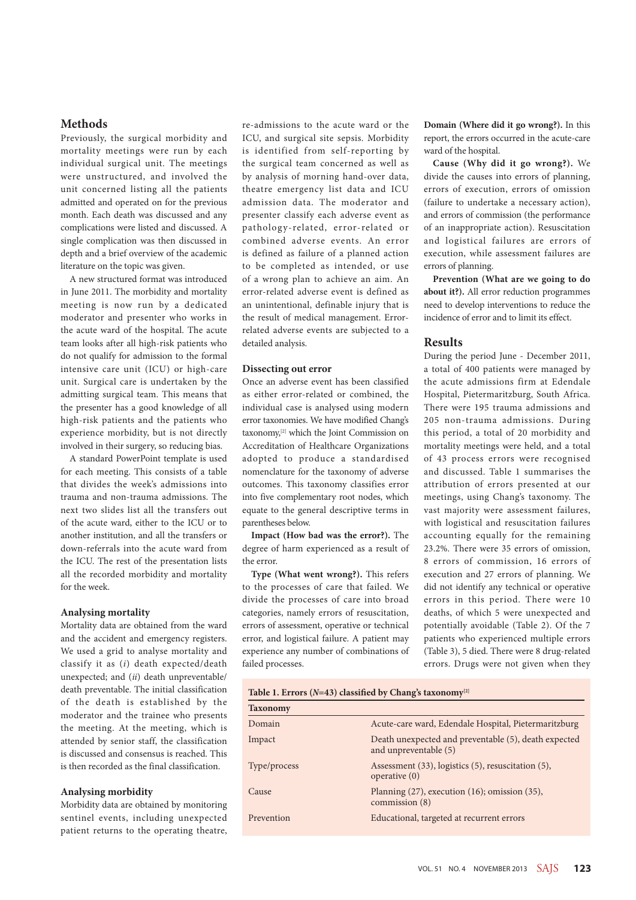## Methods

Previously, the surgical morbidity and mortality meetings were run by each individual surgical unit. The meetings were unstructured, and involved the unit concerned listing all the patients admitted and operated on for the previous month. Each death was discussed and any complications were listed and discussed. A single complication was then discussed in depth and a brief overview of the academic literature on the topic was given.

A new structured format was introduced in June 2011. The morbidity and mortality meeting is now run by a dedicated moderator and presenter who works in the acute ward of the hospital. The acute team looks after all high-risk patients who do not qualify for admission to the formal intensive care unit (ICU) or high-care unit. Surgical care is undertaken by the admitting surgical team. This means that the presenter has a good knowledge of all high-risk patients and the patients who experience morbidity, but is not directly involved in their surgery, so reducing bias.

A standard PowerPoint template is used for each meeting. This consists of a table that divides the week's admissions into trauma and non-trauma admissions. The next two slides list all the transfers out of the acute ward, either to the ICU or to another institution, and all the transfers or down-referrals into the acute ward from the ICU. The rest of the presentation lists all the recorded morbidity and mortality for the week.

### Analysing mortality

Mortality data are obtained from the ward and the accident and emergency registers. We used a grid to analyse mortality and classify it as (*i*) death expected/death unexpected; and (*ii*) death unpreventable/death preventable. The initial classification of the death is established by the moderator and the trainee who presents the meeting. At the meeting, which is attended by senior staff, the classification is discussed and consensus is reached. This is then recorded as the final classification.

### Analysing morbidity

Morbidity data are obtained by monitoring sentinel events, including unexpected patient returns to the operating theatre, re-admissions to the acute ward or the ICU, and surgical site sepsis. Morbidity is identified from self-reporting by the surgical team concerned as well as by analysis of morning hand-over data, theatre emergency list data and ICU admission data. The moderator and presenter classify each adverse event as pathology-related, error-related or combined adverse events. An error is defined as failure of a planned action to be completed as intended, or use of a wrong plan to achieve an aim. An error-related adverse event is defined as an unintentional, definable injury that is the result of medical management. Error-related adverse events are subjected to a detailed analysis.

### Dissecting out error

Once an adverse event has been classified as either error-related or combined, the individual case is analysed using modern error taxonomies. We have modified Chang's taxonomy,[2] which the Joint Commission on Accreditation of Healthcare Organizations adopted to produce a standardised nomenclature for the taxonomy of adverse outcomes. This taxonomy classifies error into five complementary root nodes, which equate to the general descriptive terms in parentheses below.

**Impact (How bad was the error?).** The degree of harm experienced as a result of the error.

**Type (What went wrong?).** This refers to the processes of care that failed. We divide the processes of care into broad categories, namely errors of resuscitation, errors of assessment, operative or technical error, and logistical failure. A patient may experience any number of combinations of failed processes.

**Domain (Where did it go wrong?).** In this report, the errors occurred in the acute-care ward of the hospital.

**Cause (Why did it go wrong?).** We divide the causes into errors of planning, errors of execution, errors of omission (failure to undertake a necessary action), and errors of commission (the performance of an inappropriate action). Resuscitation and logistical failures are errors of execution, while assessment failures are errors of planning.

**Prevention (What are we going to do about it?).** All error reduction programmes need to develop interventions to reduce the incidence of error and to limit its effect.

## Results

During the period June - December 2011, a total of 400 patients were managed by the acute admissions firm at Edendale Hospital, Pietermaritzburg, South Africa. There were 195 trauma admissions and 205 non-trauma admissions. During this period, a total of 20 morbidity and mortality meetings were held, and a total of 43 process errors were recognised and discussed. Table 1 summarises the attribution of errors presented at our meetings, using Chang's taxonomy. The vast majority were assessment failures, with logistical and resuscitation failures accounting equally for the remaining 23.2%. There were 35 errors of omission, 8 errors of commission, 16 errors of execution and 27 errors of planning. We did not identify any technical or operative errors in this period. There were 10 deaths, of which 5 were unexpected and potentially avoidable (Table 2). Of the 7 patients who experienced multiple errors (Table 3), 5 died. There were 8 drug-related errors. Drugs were not given when they

**Table 1. Errors (*N*=43) classified by Chang's taxonomy[2]**

| Taxonomy | |
|---|---|
| Domain | Acute-care ward, Edendale Hospital, Pietermaritzburg |
| Impact | Death unexpected and preventable (5), death expected and unpreventable (5) |
| Type/process | Assessment (33), logistics (5), resuscitation (5), operative (0) |
| Cause | Planning (27), execution (16); omission (35), commission (8) |
| Prevention | Educational, targeted at recurrent errors |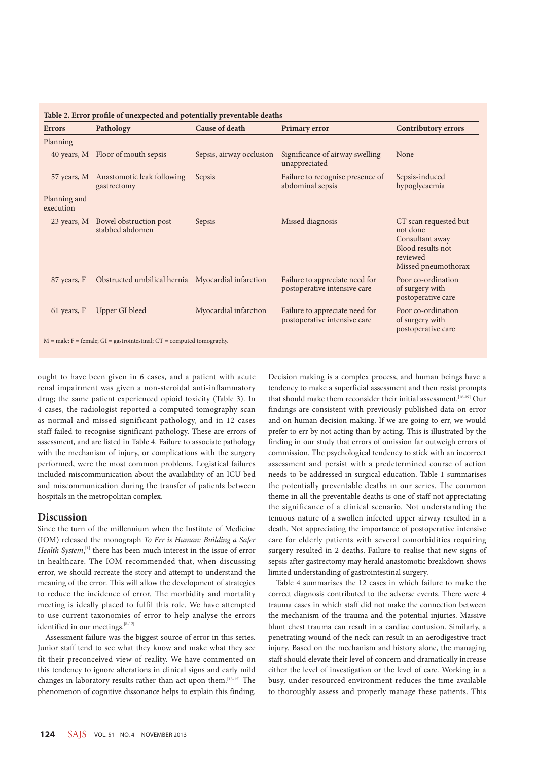**Table 2. Error profile of unexpected and potentially preventable deaths**

| Errors | Pathology | Cause of death | Primary error | Contributory errors |
|---|---|---|---|---|
| Planning | | | | |
| 40 years, M | Floor of mouth sepsis | Sepsis, airway occlusion | Significance of airway swelling unappreciated | None |
| 57 years, M | Anastomotic leak following gastrectomy | Sepsis | Failure to recognise presence of abdominal sepsis | Sepsis-induced hypoglycaemia |
| Planning and execution | | | | |
| 23 years, M | Bowel obstruction post stabbed abdomen | Sepsis | Missed diagnosis | CT scan requested but not done<br>Consultant away<br>Blood results not reviewed<br>Missed pneumothorax |
| 87 years, F | Obstructed umbilical hernia | Myocardial infarction | Failure to appreciate need for postoperative intensive care | Poor co-ordination of surgery with postoperative care |
| 61 years, F | Upper GI bleed | Myocardial infarction | Failure to appreciate need for postoperative intensive care | Poor co-ordination of surgery with postoperative care |

M = male; F = female; GI = gastrointestinal; CT = computed tomography.

ought to have been given in 6 cases, and a patient with acute renal impairment was given a non-steroidal anti-inflammatory drug; the same patient experienced opioid toxicity (Table 3). In 4 cases, the radiologist reported a computed tomography scan as normal and missed significant pathology, and in 12 cases staff failed to recognise significant pathology. These are errors of assessment, and are listed in Table 4. Failure to associate pathology with the mechanism of injury, or complications with the surgery performed, were the most common problems. Logistical failures included miscommunication about the availability of an ICU bed and miscommunication during the transfer of patients between hospitals in the metropolitan complex.

## Discussion

Since the turn of the millennium when the Institute of Medicine (IOM) released the monograph *To Err is Human: Building a Safer Health System*,[1] there has been much interest in the issue of error in healthcare. The IOM recommended that, when discussing error, we should recreate the story and attempt to understand the meaning of the error. This will allow the development of strategies to reduce the incidence of error. The morbidity and mortality meeting is ideally placed to fulfil this role. We have attempted to use current taxonomies of error to help analyse the errors identified in our meetings.[8-12]

Assessment failure was the biggest source of error in this series. Junior staff tend to see what they know and make what they see fit their preconceived view of reality. We have commented on this tendency to ignore alterations in clinical signs and early mild changes in laboratory results rather than act upon them.[13-15] The phenomenon of cognitive dissonance helps to explain this finding. Decision making is a complex process, and human beings have a tendency to make a superficial assessment and then resist prompts that should make them reconsider their initial assessment.[16-19] Our findings are consistent with previously published data on error and on human decision making. If we are going to err, we would prefer to err by not acting than by acting. This is illustrated by the finding in our study that errors of omission far outweigh errors of commission. The psychological tendency to stick with an incorrect assessment and persist with a predetermined course of action needs to be addressed in surgical education. Table 1 summarises the potentially preventable deaths in our series. The common theme in all the preventable deaths is one of staff not appreciating the significance of a clinical scenario. Not understanding the tenuous nature of a swollen infected upper airway resulted in a death. Not appreciating the importance of postoperative intensive care for elderly patients with several comorbidities requiring surgery resulted in 2 deaths. Failure to realise that new signs of sepsis after gastrectomy may herald anastomotic breakdown shows limited understanding of gastrointestinal surgery.

Table 4 summarises the 12 cases in which failure to make the correct diagnosis contributed to the adverse events. There were 4 trauma cases in which staff did not make the connection between the mechanism of the trauma and the potential injuries. Massive blunt chest trauma can result in a cardiac contusion. Similarly, a penetrating wound of the neck can result in an aerodigestive tract injury. Based on the mechanism and history alone, the managing staff should elevate their level of concern and dramatically increase either the level of investigation or the level of care. Working in a busy, under-resourced environment reduces the time available to thoroughly assess and properly manage these patients. This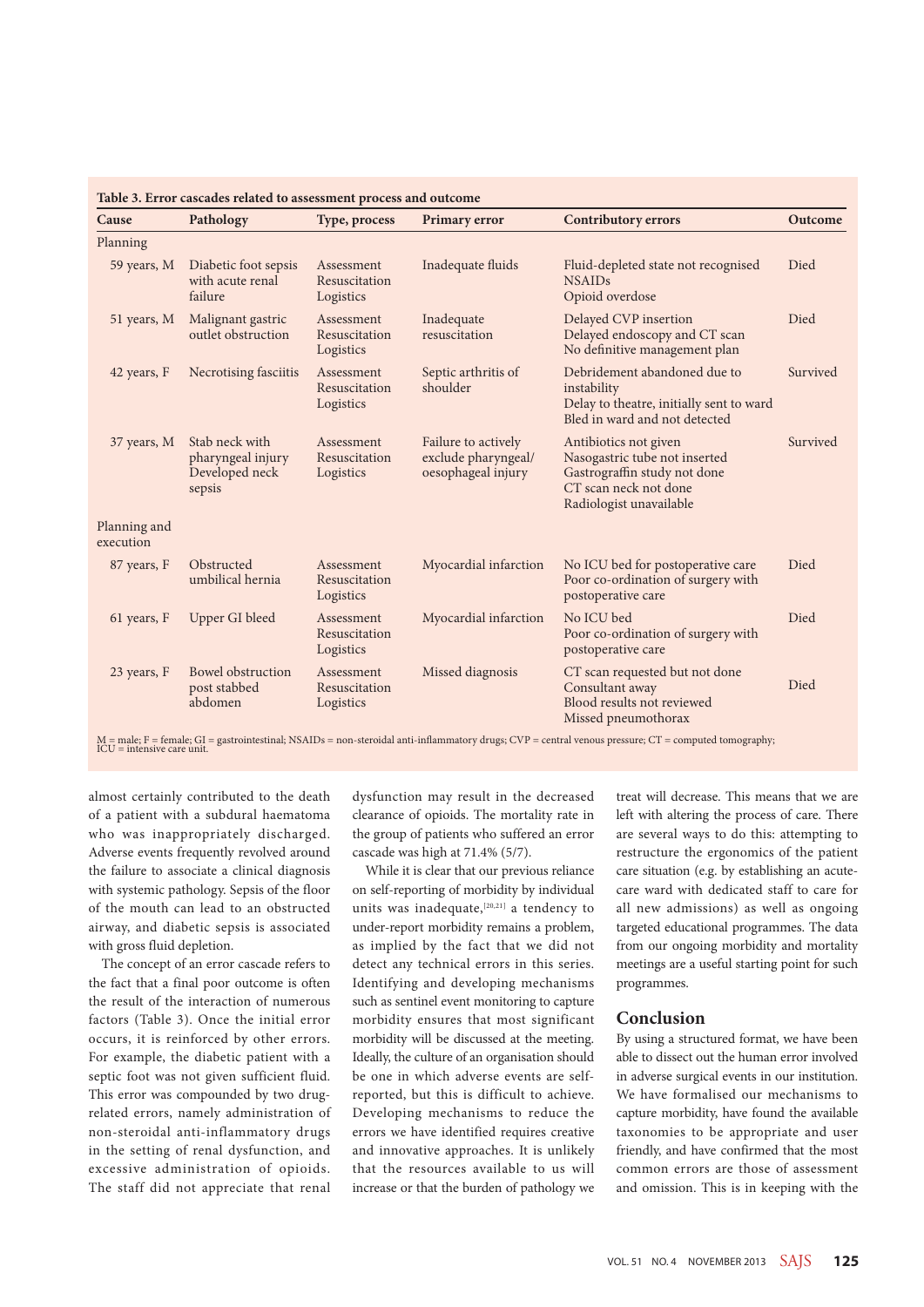**Table 3. Error cascades related to assessment process and outcome**

| Cause | Pathology | Type, process | Primary error | Contributory errors | Outcome |
|---|---|---|---|---|---|
| Planning | | | | | |
| 59 years, M | Diabetic foot sepsis with acute renal failure | Assessment Resuscitation Logistics | Inadequate fluids | Fluid-depleted state not recognised<br>NSAIDs<br>Opioid overdose | Died |
| 51 years, M | Malignant gastric outlet obstruction | Assessment Resuscitation Logistics | Inadequate resuscitation | Delayed CVP insertion<br>Delayed endoscopy and CT scan<br>No definitive management plan | Died |
| 42 years, F | Necrotising fasciitis | Assessment Resuscitation Logistics | Septic arthritis of shoulder | Debridement abandoned due to instability<br>Delay to theatre, initially sent to ward<br>Bled in ward and not detected | Survived |
| 37 years, M | Stab neck with pharyngeal injury Developed neck sepsis | Assessment Resuscitation Logistics | Failure to actively exclude pharyngeal/ oesophageal injury | Antibiotics not given<br>Nasogastric tube not inserted<br>Gastrograffin study not done<br>CT scan neck not done<br>Radiologist unavailable | Survived |
| Planning and execution | | | | | |
| 87 years, F | Obstructed umbilical hernia | Assessment Resuscitation Logistics | Myocardial infarction | No ICU bed for postoperative care<br>Poor co-ordination of surgery with postoperative care | Died |
| 61 years, F | Upper GI bleed | Assessment Resuscitation Logistics | Myocardial infarction | No ICU bed<br>Poor co-ordination of surgery with postoperative care | Died |
| 23 years, F | Bowel obstruction post stabbed abdomen | Assessment Resuscitation Logistics | Missed diagnosis | CT scan requested but not done<br>Consultant away<br>Blood results not reviewed<br>Missed pneumothorax | Died |

M = male; F = female; GI = gastrointestinal; NSAIDs = non-steroidal anti-inflammatory drugs; CVP = central venous pressure; CT = computed tomography; ICU = intensive care unit.

almost certainly contributed to the death of a patient with a subdural haematoma who was inappropriately discharged. Adverse events frequently revolved around the failure to associate a clinical diagnosis with systemic pathology. Sepsis of the floor of the mouth can lead to an obstructed airway, and diabetic sepsis is associated with gross fluid depletion.

The concept of an error cascade refers to the fact that a final poor outcome is often the result of the interaction of numerous factors (Table 3). Once the initial error occurs, it is reinforced by other errors. For example, the diabetic patient with a septic foot was not given sufficient fluid. This error was compounded by two drug-related errors, namely administration of non-steroidal anti-inflammatory drugs in the setting of renal dysfunction, and excessive administration of opioids. The staff did not appreciate that renal dysfunction may result in the decreased clearance of opioids. The mortality rate in the group of patients who suffered an error cascade was high at 71.4% (5/7).

While it is clear that our previous reliance on self-reporting of morbidity by individual units was inadequate,[20,21] a tendency to under-report morbidity remains a problem, as implied by the fact that we did not detect any technical errors in this series. Identifying and developing mechanisms such as sentinel event monitoring to capture morbidity ensures that most significant morbidity will be discussed at the meeting. Ideally, the culture of an organisation should be one in which adverse events are self-reported, but this is difficult to achieve. Developing mechanisms to reduce the errors we have identified requires creative and innovative approaches. It is unlikely that the resources available to us will increase or that the burden of pathology we treat will decrease. This means that we are left with altering the process of care. There are several ways to do this: attempting to restructure the ergonomics of the patient care situation (e.g. by establishing an acute-care ward with dedicated staff to care for all new admissions) as well as ongoing targeted educational programmes. The data from our ongoing morbidity and mortality meetings are a useful starting point for such programmes.

## Conclusion

By using a structured format, we have been able to dissect out the human error involved in adverse surgical events in our institution. We have formalised our mechanisms to capture morbidity, have found the available taxonomies to be appropriate and user friendly, and have confirmed that the most common errors are those of assessment and omission. This is in keeping with the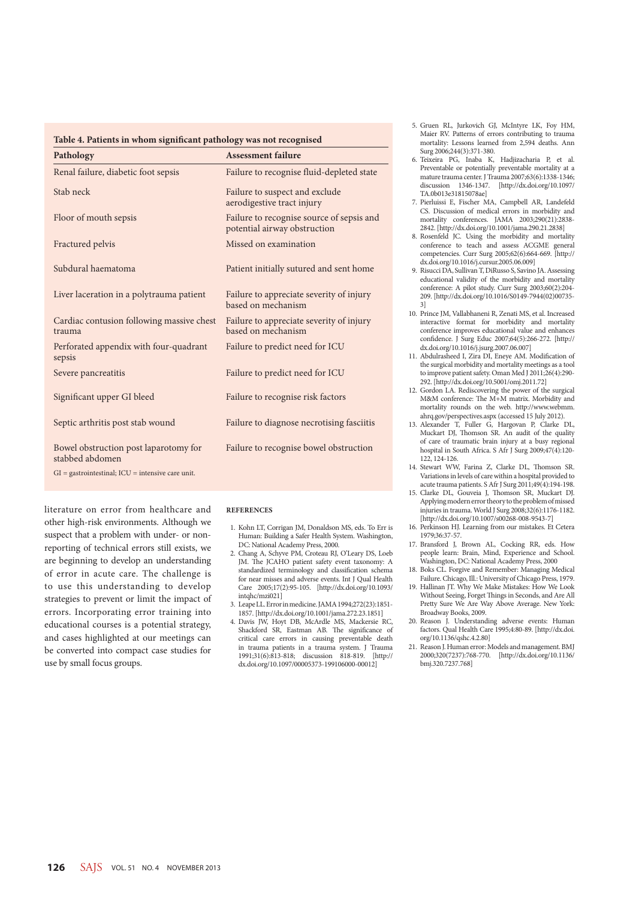**Table 4. Patients in whom significant pathology was not recognised**

| Pathology | Assessment failure |
|---|---|
| Renal failure, diabetic foot sepsis | Failure to recognise fluid-depleted state |
| Stab neck | Failure to suspect and exclude aerodigestive tract injury |
| Floor of mouth sepsis | Failure to recognise source of sepsis and potential airway obstruction |
| Fractured pelvis | Missed on examination |
| Subdural haematoma | Patient initially sutured and sent home |
| Liver laceration in a polytrauma patient | Failure to appreciate severity of injury based on mechanism |
| Cardiac contusion following massive chest trauma | Failure to appreciate severity of injury based on mechanism |
| Perforated appendix with four-quadrant sepsis | Failure to predict need for ICU |
| Severe pancreatitis | Failure to predict need for ICU |
| Significant upper GI bleed | Failure to recognise risk factors |
| Septic arthritis post stab wound | Failure to diagnose necrotising fasciitis |
| Bowel obstruction post laparotomy for stabbed abdomen | Failure to recognise bowel obstruction |

GI = gastrointestinal; ICU = intensive care unit.

literature on error from healthcare and other high-risk environments. Although we suspect that a problem with under- or non-reporting of technical errors still exists, we are beginning to develop an understanding of error in acute care. The challenge is to use this understanding to develop strategies to prevent or limit the impact of errors. Incorporating error training into educational courses is a potential strategy, and cases highlighted at our meetings can be converted into compact case studies for use by small focus groups.

## REFERENCES

1. Kohn LT, Corrigan JM, Donaldson MS, eds. To Err is Human: Building a Safer Health System. Washington, DC: National Academy Press, 2000.
2. Chang A, Schyve PM, Croteau RJ, O'Leary DS, Loeb JM. The JCAHO patient safety event taxonomy: A standardized terminology and classification schema for near misses and adverse events. Int J Qual Health Care 2005;17(2):95-105. [http://dx.doi.org/10.1093/intqhc/mzi021]
3. Leape LL. Error in medicine. JAMA 1994;272(23):1851-1857. [http://dx.doi.org/10.1001/jama.272.23.1851]
4. Davis JW, Hoyt DB, McArdle MS, Mackersie RC, Shackford SR, Eastman AB. The significance of critical care errors in causing preventable death in trauma patients in a trauma system. J Trauma 1991;31(6):813-818; discussion 818-819. [http://dx.doi.org/10.1097/00005373-199106000-00012]
5. Gruen RL, Jurkovich GJ, McIntyre LK, Foy HM, Maier RV. Patterns of errors contributing to trauma mortality: Lessons learned from 2,594 deaths. Ann Surg 2006;244(3):371-380.
6. Teixeira PG, Inaba K, Hadjizacharia P, et al. Preventable or potentially preventable mortality at a mature trauma center. J Trauma 2007;63(6):1338-1346; discussion 1346-1347. [http://dx.doi.org/10.1097/TA.0b013e31815078ae]
7. Pierluissi E, Fischer MA, Campbell AR, Landefeld CS. Discussion of medical errors in morbidity and mortality conferences. JAMA 2003;290(21):2838-2842. [http://dx.doi.org/10.1001/jama.290.21.2838]
8. Rosenfeld JC. Using the morbidity and mortality conference to teach and assess ACGME general competencies. Curr Surg 2005;62(6):664-669. [http://dx.doi.org/10.1016/j.cursur.2005.06.009]
9. Risucci DA, Sullivan T, DiRusso S, Savino JA. Assessing educational validity of the morbidity and mortality conference: A pilot study. Curr Surg 2003;60(2):204-209. [http://dx.doi.org/10.1016/S0149-7944(02)00735-3]
10. Prince JM, Vallabhaneni R, Zenati MS, et al. Increased interactive format for morbidity and mortality conference improves educational value and enhances confidence. J Surg Educ 2007;64(5):266-272. [http://dx.doi.org/10.1016/j.jsurg.2007.06.007]
11. Abdulrasheed I, Zira DI, Eneye AM. Modification of the surgical morbidity and mortality meetings as a tool to improve patient safety. Oman Med J 2011;26(4):290-292. [http://dx.doi.org/10.5001/omj.2011.72]
12. Gordon LA. Rediscovering the power of the surgical M&M conference: The M+M matrix. Morbidity and mortality rounds on the web. http://www.webmm.ahrq.gov/perspectives.aspx (accessed 15 July 2012).
13. Alexander T, Fuller G, Hargovan P, Clarke DL, Muckart DJ, Thomson SR. An audit of the quality of care of traumatic brain injury at a busy regional hospital in South Africa. S Afr J Surg 2009;47(4):120-122, 124-126.
14. Stewart WW, Farina Z, Clarke DL, Thomson SR. Variations in levels of care within a hospital provided to acute trauma patients. S Afr J Surg 2011;49(4):194-198.
15. Clarke DL, Gouveia J, Thomson SR, Muckart DJ. Applying modern error theory to the problem of missed injuries in trauma. World J Surg 2008;32(6):1176-1182. [http://dx.doi.org/10.1007/s00268-008-9543-7]
16. Perkinson HJ. Learning from our mistakes. Et Cetera 1979;36:37-57.
17. Bransford J, Brown AL, Cocking RR, eds. How people learn: Brain, Mind, Experience and School. Washington, DC: National Academy Press, 2000
18. Boks CL. Forgive and Remember: Managing Medical Failure. Chicago, Ill.: University of Chicago Press, 1979.
19. Hallinan JT. Why We Make Mistakes: How We Look Without Seeing, Forget Things in Seconds, and Are All Pretty Sure We Are Way Above Average. New York: Broadway Books, 2009.
20. Reason J. Understanding adverse events: Human factors. Qual Health Care 1995;4:80-89. [http://dx.doi.org/10.1136/qshc.4.2.80]
21. Reason J. Human error: Models and management. BMJ 2000;320(7237):768-770. [http://dx.doi.org/10.1136/bmj.320.7237.768]